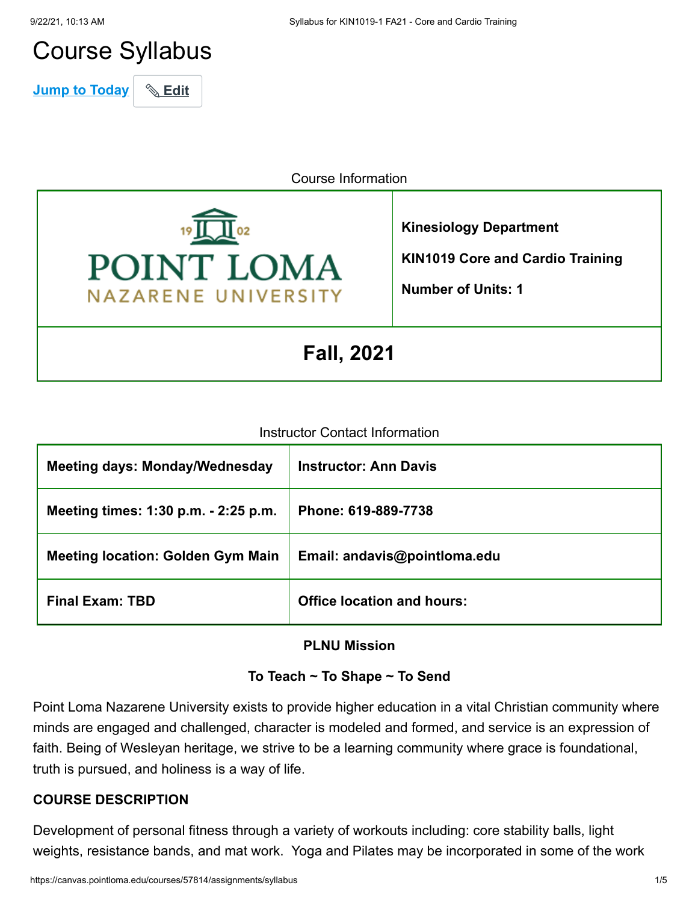# Course Syllabus

Jump to Today | Edit

Course Information

| POINT LOMA NAZARENE UNIVERSITY 1902 | **Kinesiology Department**<br>**KIN1019 Core and Cardio Training**<br>**Number of Units: 1** |
| --- | --- |
| **Fall, 2021** | |

Instructor Contact Information

| **Meeting days: Monday/Wednesday** | **Instructor: Ann Davis** |
| --- | --- |
| **Meeting times: 1:30 p.m. - 2:25 p.m.** | **Phone: 619-889-7738** |
| **Meeting location: Golden Gym Main** | **Email: andavis@pointloma.edu** |
| **Final Exam: TBD** | **Office location and hours:** |

**PLNU Mission**

**To Teach ~ To Shape ~ To Send**

Point Loma Nazarene University exists to provide higher education in a vital Christian community where minds are engaged and challenged, character is modeled and formed, and service is an expression of faith. Being of Wesleyan heritage, we strive to be a learning community where grace is foundational, truth is pursued, and holiness is a way of life.

**COURSE DESCRIPTION**

Development of personal fitness through a variety of workouts including: core stability balls, light weights, resistance bands, and mat work. Yoga and Pilates may be incorporated in some of the work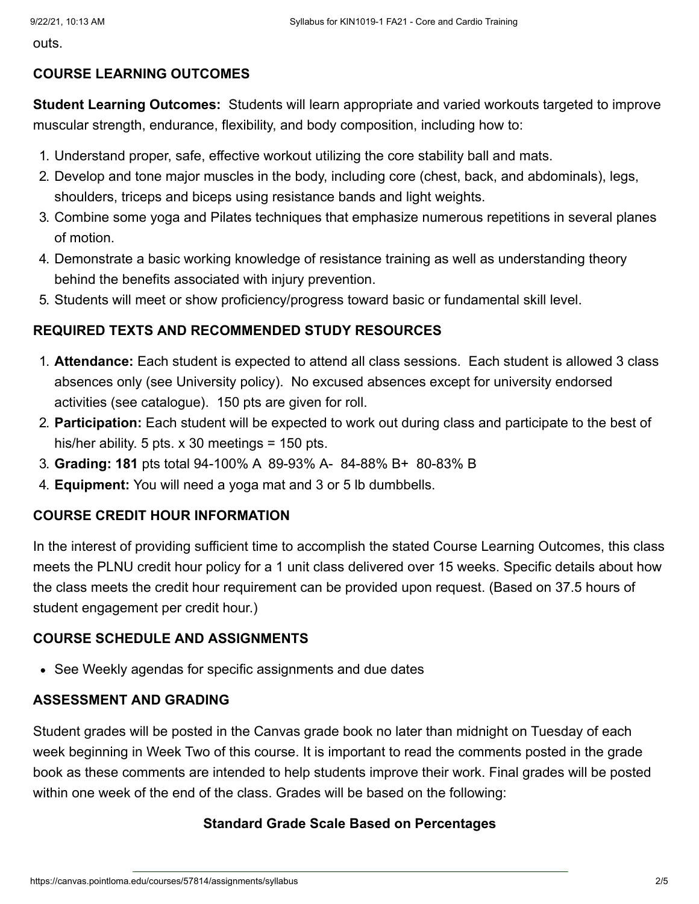outs.

## COURSE LEARNING OUTCOMES

**Student Learning Outcomes:** Students will learn appropriate and varied workouts targeted to improve muscular strength, endurance, flexibility, and body composition, including how to:

1. Understand proper, safe, effective workout utilizing the core stability ball and mats.
2. Develop and tone major muscles in the body, including core (chest, back, and abdominals), legs, shoulders, triceps and biceps using resistance bands and light weights.
3. Combine some yoga and Pilates techniques that emphasize numerous repetitions in several planes of motion.
4. Demonstrate a basic working knowledge of resistance training as well as understanding theory behind the benefits associated with injury prevention.
5. Students will meet or show proficiency/progress toward basic or fundamental skill level.

## REQUIRED TEXTS AND RECOMMENDED STUDY RESOURCES

1. **Attendance:** Each student is expected to attend all class sessions. Each student is allowed 3 class absences only (see University policy). No excused absences except for university endorsed activities (see catalogue). 150 pts are given for roll.
2. **Participation:** Each student will be expected to work out during class and participate to the best of his/her ability. 5 pts. x 30 meetings = 150 pts.
3. **Grading: 181** pts total 94-100% A 89-93% A- 84-88% B+ 80-83% B
4. **Equipment:** You will need a yoga mat and 3 or 5 lb dumbbells.

## COURSE CREDIT HOUR INFORMATION

In the interest of providing sufficient time to accomplish the stated Course Learning Outcomes, this class meets the PLNU credit hour policy for a 1 unit class delivered over 15 weeks. Specific details about how the class meets the credit hour requirement can be provided upon request. (Based on 37.5 hours of student engagement per credit hour.)

## COURSE SCHEDULE AND ASSIGNMENTS

- See Weekly agendas for specific assignments and due dates

## ASSESSMENT AND GRADING

Student grades will be posted in the Canvas grade book no later than midnight on Tuesday of each week beginning in Week Two of this course. It is important to read the comments posted in the grade book as these comments are intended to help students improve their work. Final grades will be posted within one week of the end of the class. Grades will be based on the following:

**Standard Grade Scale Based on Percentages**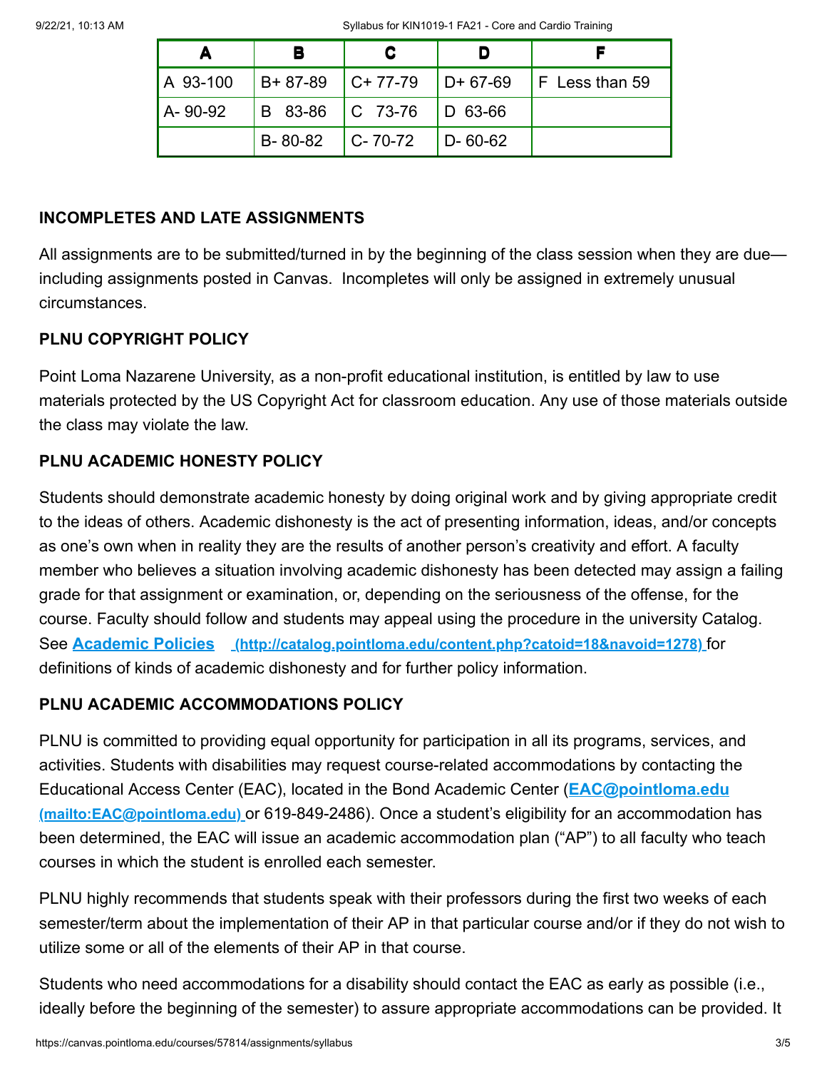| A | B | C | D | F |
|---|---|---|---|---|
| A 93-100 | B+ 87-89 | C+ 77-79 | D+ 67-69 | F Less than 59 |
| A- 90-92 | B 83-86 | C 73-76 | D 63-66 | |
| | B- 80-82 | C- 70-72 | D- 60-62 | |

### INCOMPLETES AND LATE ASSIGNMENTS

All assignments are to be submitted/turned in by the beginning of the class session when they are due—including assignments posted in Canvas. Incompletes will only be assigned in extremely unusual circumstances.

### PLNU COPYRIGHT POLICY

Point Loma Nazarene University, as a non-profit educational institution, is entitled by law to use materials protected by the US Copyright Act for classroom education. Any use of those materials outside the class may violate the law.

### PLNU ACADEMIC HONESTY POLICY

Students should demonstrate academic honesty by doing original work and by giving appropriate credit to the ideas of others. Academic dishonesty is the act of presenting information, ideas, and/or concepts as one's own when in reality they are the results of another person's creativity and effort. A faculty member who believes a situation involving academic dishonesty has been detected may assign a failing grade for that assignment or examination, or, depending on the seriousness of the offense, for the course. Faculty should follow and students may appeal using the procedure in the university Catalog. See **Academic Policies** (http://catalog.pointloma.edu/content.php?catoid=18&navoid=1278) for definitions of kinds of academic dishonesty and for further policy information.

### PLNU ACADEMIC ACCOMMODATIONS POLICY

PLNU is committed to providing equal opportunity for participation in all its programs, services, and activities. Students with disabilities may request course-related accommodations by contacting the Educational Access Center (EAC), located in the Bond Academic Center (**EAC@pointloma.edu** (mailto:EAC@pointloma.edu) or 619-849-2486). Once a student's eligibility for an accommodation has been determined, the EAC will issue an academic accommodation plan ("AP") to all faculty who teach courses in which the student is enrolled each semester.

PLNU highly recommends that students speak with their professors during the first two weeks of each semester/term about the implementation of their AP in that particular course and/or if they do not wish to utilize some or all of the elements of their AP in that course.

Students who need accommodations for a disability should contact the EAC as early as possible (i.e., ideally before the beginning of the semester) to assure appropriate accommodations can be provided. It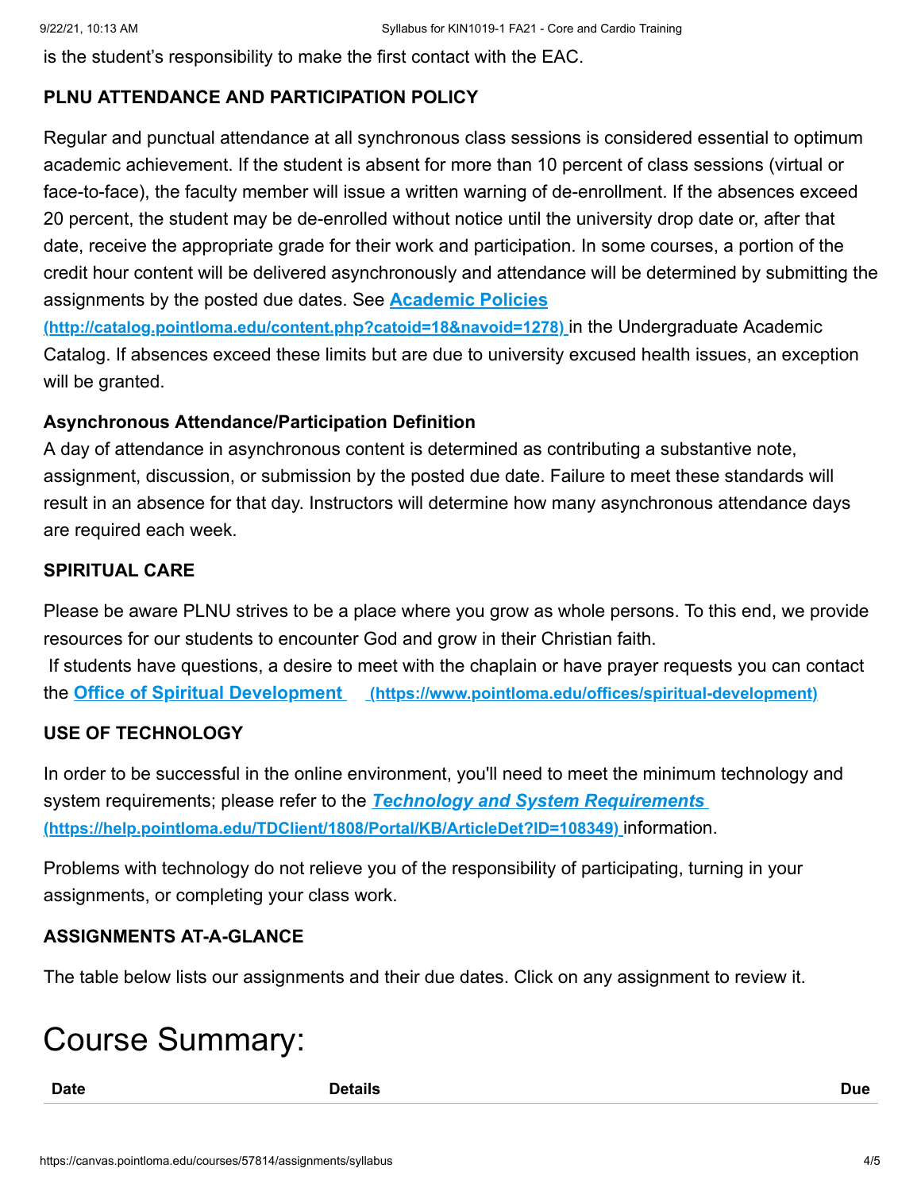is the student's responsibility to make the first contact with the EAC.

### PLNU ATTENDANCE AND PARTICIPATION POLICY

Regular and punctual attendance at all synchronous class sessions is considered essential to optimum academic achievement. If the student is absent for more than 10 percent of class sessions (virtual or face-to-face), the faculty member will issue a written warning of de-enrollment. If the absences exceed 20 percent, the student may be de-enrolled without notice until the university drop date or, after that date, receive the appropriate grade for their work and participation. In some courses, a portion of the credit hour content will be delivered asynchronously and attendance will be determined by submitting the assignments by the posted due dates. See **[Academic Policies (http://catalog.pointloma.edu/content.php?catoid=18&navoid=1278)](http://catalog.pointloma.edu/content.php?catoid=18&navoid=1278)** in the Undergraduate Academic Catalog. If absences exceed these limits but are due to university excused health issues, an exception will be granted.

#### Asynchronous Attendance/Participation Definition

A day of attendance in asynchronous content is determined as contributing a substantive note, assignment, discussion, or submission by the posted due date. Failure to meet these standards will result in an absence for that day. Instructors will determine how many asynchronous attendance days are required each week.

### SPIRITUAL CARE

Please be aware PLNU strives to be a place where you grow as whole persons. To this end, we provide resources for our students to encounter God and grow in their Christian faith.

If students have questions, a desire to meet with the chaplain or have prayer requests you can contact the **[Office of Spiritual Development (https://www.pointloma.edu/offices/spiritual-development)](https://www.pointloma.edu/offices/spiritual-development)**

### USE OF TECHNOLOGY

In order to be successful in the online environment, you'll need to meet the minimum technology and system requirements; please refer to the ***[Technology and System Requirements](https://help.pointloma.edu/TDClient/1808/Portal/KB/ArticleDet?ID=108349)*** **(https://help.pointloma.edu/TDClient/1808/Portal/KB/ArticleDet?ID=108349)** information.

Problems with technology do not relieve you of the responsibility of participating, turning in your assignments, or completing your class work.

### ASSIGNMENTS AT-A-GLANCE

The table below lists our assignments and their due dates. Click on any assignment to review it.

# Course Summary:

| Date | Details | Due |
|---|---|---|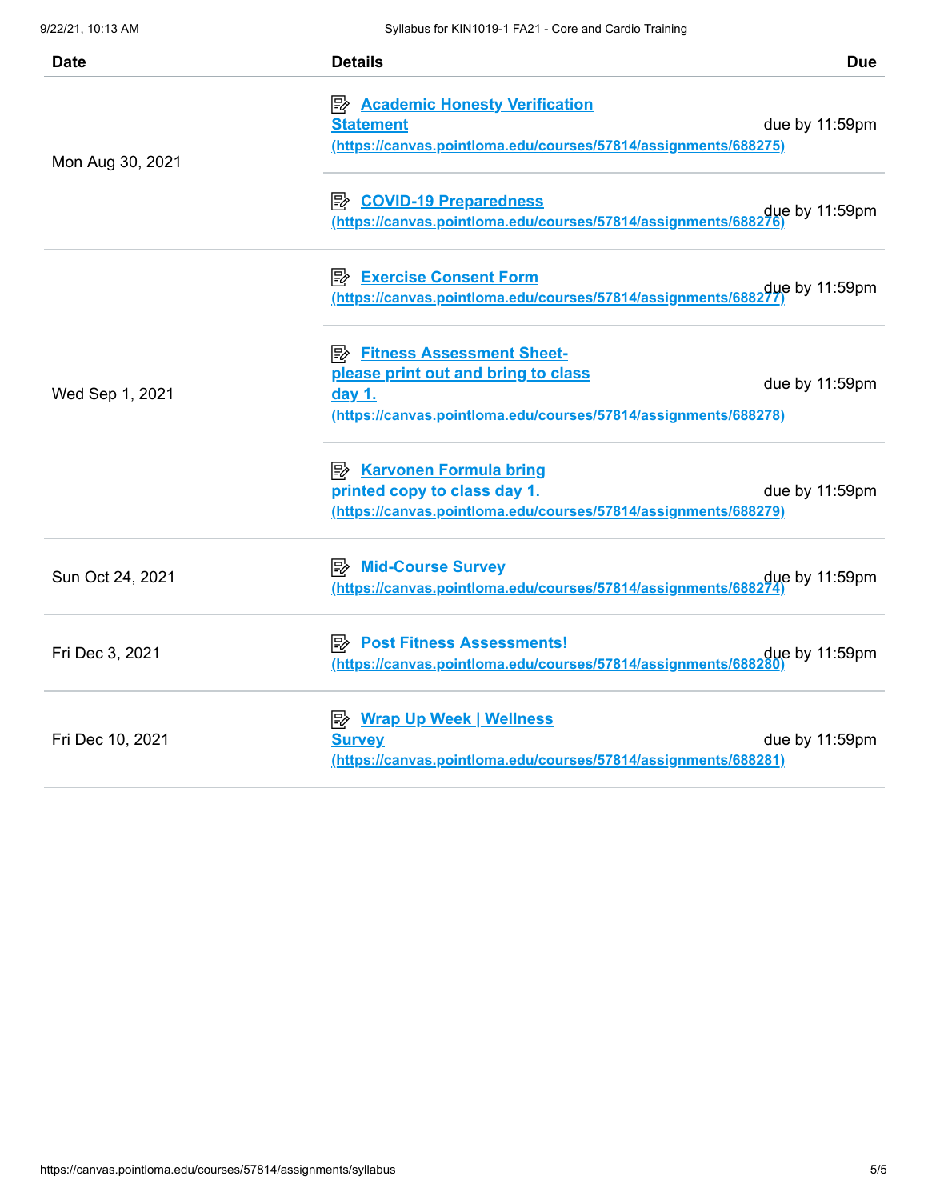| Date | Details | Due |
| --- | --- | --- |
| Mon Aug 30, 2021 | [Academic Honesty Verification Statement](https://canvas.pointloma.edu/courses/57814/assignments/688275) (https://canvas.pointloma.edu/courses/57814/assignments/688275) | due by 11:59pm |
| | [COVID-19 Preparedness](https://canvas.pointloma.edu/courses/57814/assignments/688276) (https://canvas.pointloma.edu/courses/57814/assignments/688276) | due by 11:59pm |
| Wed Sep 1, 2021 | [Exercise Consent Form](https://canvas.pointloma.edu/courses/57814/assignments/688277) (https://canvas.pointloma.edu/courses/57814/assignments/688277) | due by 11:59pm |
| | [Fitness Assessment Sheet- please print out and bring to class day 1.](https://canvas.pointloma.edu/courses/57814/assignments/688278) (https://canvas.pointloma.edu/courses/57814/assignments/688278) | due by 11:59pm |
| | [Karvonen Formula bring printed copy to class day 1.](https://canvas.pointloma.edu/courses/57814/assignments/688279) (https://canvas.pointloma.edu/courses/57814/assignments/688279) | due by 11:59pm |
| Sun Oct 24, 2021 | [Mid-Course Survey](https://canvas.pointloma.edu/courses/57814/assignments/688274) (https://canvas.pointloma.edu/courses/57814/assignments/688274) | due by 11:59pm |
| Fri Dec 3, 2021 | [Post Fitness Assessments!](https://canvas.pointloma.edu/courses/57814/assignments/688280) (https://canvas.pointloma.edu/courses/57814/assignments/688280) | due by 11:59pm |
| Fri Dec 10, 2021 | [Wrap Up Week \| Wellness Survey](https://canvas.pointloma.edu/courses/57814/assignments/688281) (https://canvas.pointloma.edu/courses/57814/assignments/688281) | due by 11:59pm |